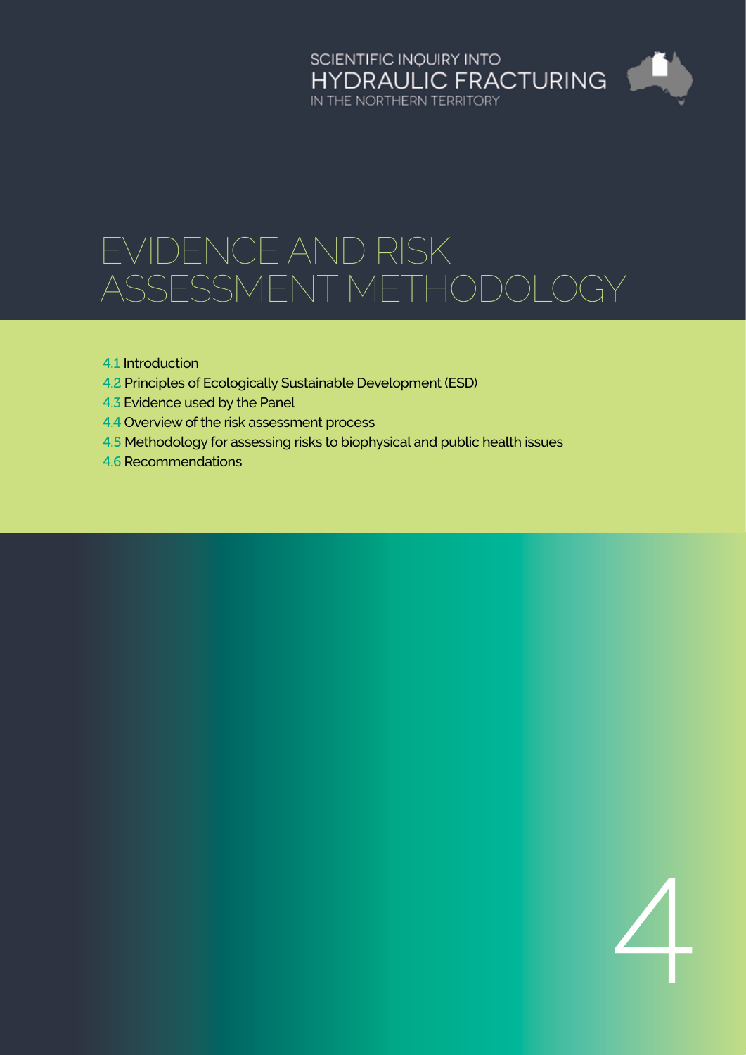SCIENTIFIC INQUIRY INTO
HYDRAULIC FRACTURING
IN THE NORTHERN TERRITORY

# EVIDENCE AND RISK ASSESSMENT METHODOLOGY

4.1 Introduction
4.2 Principles of Ecologically Sustainable Development (ESD)
4.3 Evidence used by the Panel
4.4 Overview of the risk assessment process
4.5 Methodology for assessing risks to biophysical and public health issues
4.6 Recommendations

4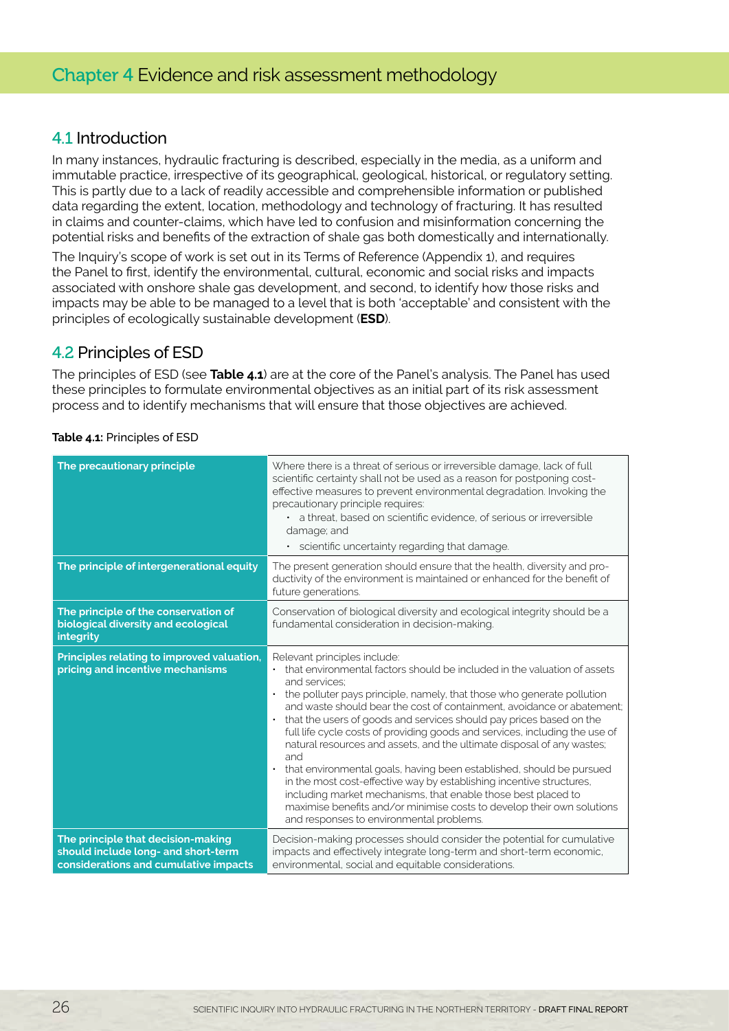# Chapter 4 Evidence and risk assessment methodology

## 4.1 Introduction

In many instances, hydraulic fracturing is described, especially in the media, as a uniform and immutable practice, irrespective of its geographical, geological, historical, or regulatory setting. This is partly due to a lack of readily accessible and comprehensible information or published data regarding the extent, location, methodology and technology of fracturing. It has resulted in claims and counter-claims, which have led to confusion and misinformation concerning the potential risks and benefits of the extraction of shale gas both domestically and internationally.

The Inquiry's scope of work is set out in its Terms of Reference (Appendix 1), and requires the Panel to first, identify the environmental, cultural, economic and social risks and impacts associated with onshore shale gas development, and second, to identify how those risks and impacts may be able to be managed to a level that is both 'acceptable' and consistent with the principles of ecologically sustainable development (**ESD**).

## 4.2 Principles of ESD

The principles of ESD (see **Table 4.1**) are at the core of the Panel's analysis. The Panel has used these principles to formulate environmental objectives as an initial part of its risk assessment process and to identify mechanisms that will ensure that those objectives are achieved.

**Table 4.1:** Principles of ESD

| | |
|---|---|
| **The precautionary principle** | Where there is a threat of serious or irreversible damage, lack of full scientific certainty shall not be used as a reason for postponing cost-effective measures to prevent environmental degradation. Invoking the precautionary principle requires: <br>• a threat, based on scientific evidence, of serious or irreversible damage; and <br>• scientific uncertainty regarding that damage. |
| **The principle of intergenerational equity** | The present generation should ensure that the health, diversity and productivity of the environment is maintained or enhanced for the benefit of future generations. |
| **The principle of the conservation of biological diversity and ecological integrity** | Conservation of biological diversity and ecological integrity should be a fundamental consideration in decision-making. |
| **Principles relating to improved valuation, pricing and incentive mechanisms** | Relevant principles include: <br>• that environmental factors should be included in the valuation of assets and services; <br>• the polluter pays principle, namely, that those who generate pollution and waste should bear the cost of containment, avoidance or abatement; <br>• that the users of goods and services should pay prices based on the full life cycle costs of providing goods and services, including the use of natural resources and assets, and the ultimate disposal of any wastes; and <br>• that environmental goals, having been established, should be pursued in the most cost-effective way by establishing incentive structures, including market mechanisms, that enable those best placed to maximise benefits and/or minimise costs to develop their own solutions and responses to environmental problems. |
| **The principle that decision-making should include long- and short-term considerations and cumulative impacts** | Decision-making processes should consider the potential for cumulative impacts and effectively integrate long-term and short-term economic, environmental, social and equitable considerations. |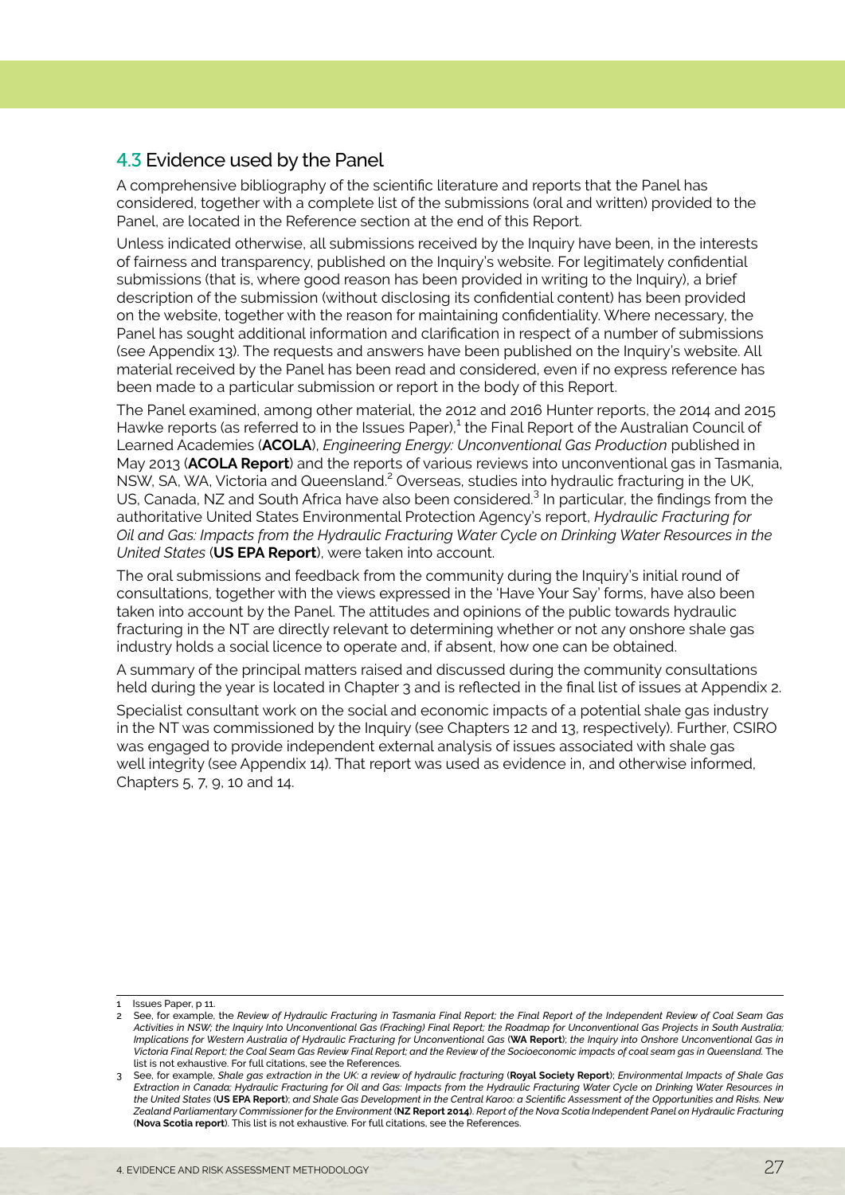## 4.3 Evidence used by the Panel

A comprehensive bibliography of the scientific literature and reports that the Panel has considered, together with a complete list of the submissions (oral and written) provided to the Panel, are located in the Reference section at the end of this Report.

Unless indicated otherwise, all submissions received by the Inquiry have been, in the interests of fairness and transparency, published on the Inquiry's website. For legitimately confidential submissions (that is, where good reason has been provided in writing to the Inquiry), a brief description of the submission (without disclosing its confidential content) has been provided on the website, together with the reason for maintaining confidentiality. Where necessary, the Panel has sought additional information and clarification in respect of a number of submissions (see Appendix 13). The requests and answers have been published on the Inquiry's website. All material received by the Panel has been read and considered, even if no express reference has been made to a particular submission or report in the body of this Report.

The Panel examined, among other material, the 2012 and 2016 Hunter reports, the 2014 and 2015 Hawke reports (as referred to in the Issues Paper),[1] the Final Report of the Australian Council of Learned Academies (**ACOLA**), *Engineering Energy: Unconventional Gas Production* published in May 2013 (**ACOLA Report**) and the reports of various reviews into unconventional gas in Tasmania, NSW, SA, WA, Victoria and Queensland.[2] Overseas, studies into hydraulic fracturing in the UK, US, Canada, NZ and South Africa have also been considered.[3] In particular, the findings from the authoritative United States Environmental Protection Agency's report, *Hydraulic Fracturing for Oil and Gas: Impacts from the Hydraulic Fracturing Water Cycle on Drinking Water Resources in the United States* (**US EPA Report**), were taken into account.

The oral submissions and feedback from the community during the Inquiry's initial round of consultations, together with the views expressed in the 'Have Your Say' forms, have also been taken into account by the Panel. The attitudes and opinions of the public towards hydraulic fracturing in the NT are directly relevant to determining whether or not any onshore shale gas industry holds a social licence to operate and, if absent, how one can be obtained.

A summary of the principal matters raised and discussed during the community consultations held during the year is located in Chapter 3 and is reflected in the final list of issues at Appendix 2.

Specialist consultant work on the social and economic impacts of a potential shale gas industry in the NT was commissioned by the Inquiry (see Chapters 12 and 13, respectively). Further, CSIRO was engaged to provide independent external analysis of issues associated with shale gas well integrity (see Appendix 14). That report was used as evidence in, and otherwise informed, Chapters 5, 7, 9, 10 and 14.

---

1 Issues Paper, p 11.

2 See, for example, the *Review of Hydraulic Fracturing in Tasmania Final Report; the Final Report of the Independent Review of Coal Seam Gas Activities in NSW; the Inquiry Into Unconventional Gas (Fracking) Final Report; the Roadmap for Unconventional Gas Projects in South Australia; Implications for Western Australia of Hydraulic Fracturing for Unconventional Gas* (**WA Report**); *the Inquiry into Onshore Unconventional Gas in Victoria Final Report; the Coal Seam Gas Review Final Report; and the Review of the Socioeconomic impacts of coal seam gas in Queensland*. The list is not exhaustive. For full citations, see the References.

3 See, for example, *Shale gas extraction in the UK: a review of hydraulic fracturing* (**Royal Society Report**); *Environmental Impacts of Shale Gas Extraction in Canada; Hydraulic Fracturing for Oil and Gas: Impacts from the Hydraulic Fracturing Water Cycle on Drinking Water Resources in the United States* (**US EPA Report**); *and Shale Gas Development in the Central Karoo: a Scientific Assessment of the Opportunities and Risks. New Zealand Parliamentary Commissioner for the Environment* (**NZ Report 2014**). *Report of the Nova Scotia Independent Panel on Hydraulic Fracturing* (**Nova Scotia report**). This list is not exhaustive. For full citations, see the References.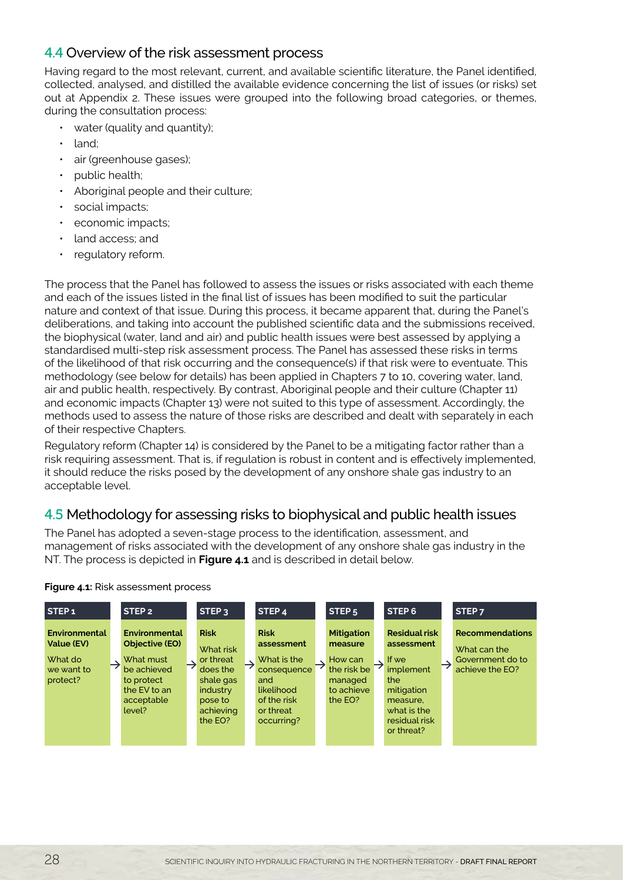## 4.4 Overview of the risk assessment process

Having regard to the most relevant, current, and available scientific literature, the Panel identified, collected, analysed, and distilled the available evidence concerning the list of issues (or risks) set out at Appendix 2. These issues were grouped into the following broad categories, or themes, during the consultation process:

- water (quality and quantity);
- land;
- air (greenhouse gases);
- public health;
- Aboriginal people and their culture;
- social impacts;
- economic impacts;
- land access; and
- regulatory reform.

The process that the Panel has followed to assess the issues or risks associated with each theme and each of the issues listed in the final list of issues has been modified to suit the particular nature and context of that issue. During this process, it became apparent that, during the Panel's deliberations, and taking into account the published scientific data and the submissions received, the biophysical (water, land and air) and public health issues were best assessed by applying a standardised multi-step risk assessment process. The Panel has assessed these risks in terms of the likelihood of that risk occurring and the consequence(s) if that risk were to eventuate. This methodology (see below for details) has been applied in Chapters 7 to 10, covering water, land, air and public health, respectively. By contrast, Aboriginal people and their culture (Chapter 11) and economic impacts (Chapter 13) were not suited to this type of assessment. Accordingly, the methods used to assess the nature of those risks are described and dealt with separately in each of their respective Chapters.

Regulatory reform (Chapter 14) is considered by the Panel to be a mitigating factor rather than a risk requiring assessment. That is, if regulation is robust in content and is effectively implemented, it should reduce the risks posed by the development of any onshore shale gas industry to an acceptable level.

## 4.5 Methodology for assessing risks to biophysical and public health issues

The Panel has adopted a seven-stage process to the identification, assessment, and management of risks associated with the development of any onshore shale gas industry in the NT. The process is depicted in **Figure 4.1** and is described in detail below.

**Figure 4.1:** Risk assessment process

| STEP 1 | | STEP 2 | | STEP 3 | | STEP 4 | | STEP 5 | | STEP 6 | | STEP 7 |
|---|---|---|---|---|---|---|---|---|---|---|---|---|
| **Environmental Value (EV)** What do we want to protect? | → | **Environmental Objective (EO)** What must be achieved to protect the EV to an acceptable level? | → | **Risk** What risk or threat does the shale gas industry pose to achieving the EO? | → | **Risk assessment** What is the consequence and likelihood of the risk or threat occurring? | → | **Mitigation measure** How can the risk be managed to achieve the EO? | → | **Residual risk assessment** If we implement the mitigation measure, what is the residual risk or threat? | → | **Recommendations** What can the Government do to achieve the EO? |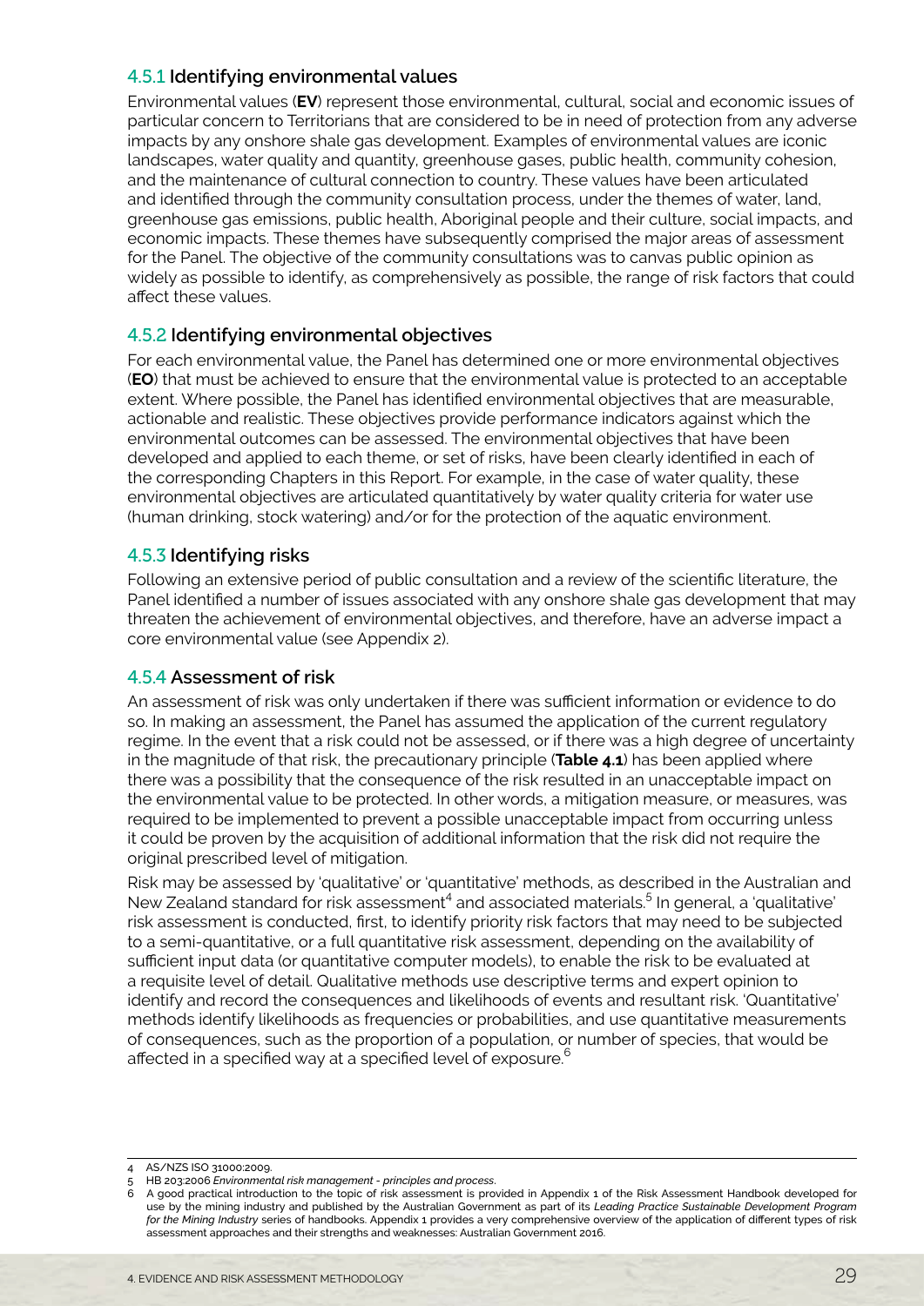### 4.5.1 Identifying environmental values

Environmental values (**EV**) represent those environmental, cultural, social and economic issues of particular concern to Territorians that are considered to be in need of protection from any adverse impacts by any onshore shale gas development. Examples of environmental values are iconic landscapes, water quality and quantity, greenhouse gases, public health, community cohesion, and the maintenance of cultural connection to country. These values have been articulated and identified through the community consultation process, under the themes of water, land, greenhouse gas emissions, public health, Aboriginal people and their culture, social impacts, and economic impacts. These themes have subsequently comprised the major areas of assessment for the Panel. The objective of the community consultations was to canvas public opinion as widely as possible to identify, as comprehensively as possible, the range of risk factors that could affect these values.

### 4.5.2 Identifying environmental objectives

For each environmental value, the Panel has determined one or more environmental objectives (**EO**) that must be achieved to ensure that the environmental value is protected to an acceptable extent. Where possible, the Panel has identified environmental objectives that are measurable, actionable and realistic. These objectives provide performance indicators against which the environmental outcomes can be assessed. The environmental objectives that have been developed and applied to each theme, or set of risks, have been clearly identified in each of the corresponding Chapters in this Report. For example, in the case of water quality, these environmental objectives are articulated quantitatively by water quality criteria for water use (human drinking, stock watering) and/or for the protection of the aquatic environment.

### 4.5.3 Identifying risks

Following an extensive period of public consultation and a review of the scientific literature, the Panel identified a number of issues associated with any onshore shale gas development that may threaten the achievement of environmental objectives, and therefore, have an adverse impact a core environmental value (see Appendix 2).

### 4.5.4 Assessment of risk

An assessment of risk was only undertaken if there was sufficient information or evidence to do so. In making an assessment, the Panel has assumed the application of the current regulatory regime. In the event that a risk could not be assessed, or if there was a high degree of uncertainty in the magnitude of that risk, the precautionary principle (**Table 4.1**) has been applied where there was a possibility that the consequence of the risk resulted in an unacceptable impact on the environmental value to be protected. In other words, a mitigation measure, or measures, was required to be implemented to prevent a possible unacceptable impact from occurring unless it could be proven by the acquisition of additional information that the risk did not require the original prescribed level of mitigation.

Risk may be assessed by 'qualitative' or 'quantitative' methods, as described in the Australian and New Zealand standard for risk assessment[4] and associated materials.[5] In general, a 'qualitative' risk assessment is conducted, first, to identify priority risk factors that may need to be subjected to a semi-quantitative, or a full quantitative risk assessment, depending on the availability of sufficient input data (or quantitative computer models), to enable the risk to be evaluated at a requisite level of detail. Qualitative methods use descriptive terms and expert opinion to identify and record the consequences and likelihoods of events and resultant risk. 'Quantitative' methods identify likelihoods as frequencies or probabilities, and use quantitative measurements of consequences, such as the proportion of a population, or number of species, that would be affected in a specified way at a specified level of exposure.[6]

---

4 AS/NZS ISO 31000:2009.

5 HB 203:2006 *Environmental risk management - principles and process*.

6 A good practical introduction to the topic of risk assessment is provided in Appendix 1 of the Risk Assessment Handbook developed for use by the mining industry and published by the Australian Government as part of its *Leading Practice Sustainable Development Program for the Mining Industry* series of handbooks. Appendix 1 provides a very comprehensive overview of the application of different types of risk assessment approaches and their strengths and weaknesses: Australian Government 2016.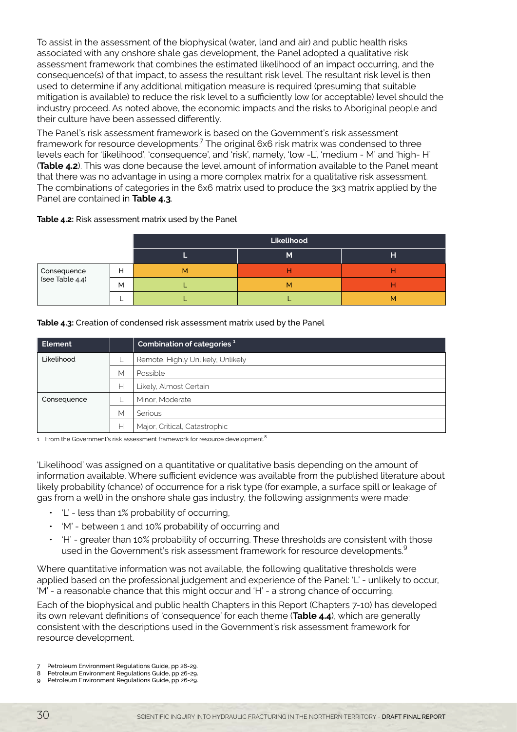To assist in the assessment of the biophysical (water, land and air) and public health risks associated with any onshore shale gas development, the Panel adopted a qualitative risk assessment framework that combines the estimated likelihood of an impact occurring, and the consequence(s) of that impact, to assess the resultant risk level. The resultant risk level is then used to determine if any additional mitigation measure is required (presuming that suitable mitigation is available) to reduce the risk level to a sufficiently low (or acceptable) level should the industry proceed. As noted above, the economic impacts and the risks to Aboriginal people and their culture have been assessed differently.

The Panel's risk assessment framework is based on the Government's risk assessment framework for resource developments.[7] The original 6x6 risk matrix was condensed to three levels each for 'likelihood', 'consequence', and 'risk', namely, 'low -L', 'medium - M' and 'high- H' (**Table 4.2**). This was done because the level amount of information available to the Panel meant that there was no advantage in using a more complex matrix for a qualitative risk assessment. The combinations of categories in the 6x6 matrix used to produce the 3x3 matrix applied by the Panel are contained in **Table 4.3**.

**Table 4.2:** Risk assessment matrix used by the Panel

| | | Likelihood | | |
|---|---|---|---|---|
| | | L | M | H |
| Consequence (see Table 4.4) | H | M | H | H |
| | M | L | M | H |
| | L | L | L | M |

**Table 4.3:** Creation of condensed risk assessment matrix used by the Panel

| Element | | Combination of categories [1] |
|---|---|---|
| Likelihood | L | Remote, Highly Unlikely, Unlikely |
| | M | Possible |
| | H | Likely, Almost Certain |
| Consequence | L | Minor, Moderate |
| | M | Serious |
| | H | Major, Critical, Catastrophic |

1 From the Government's risk assessment framework for resource development.[8]

'Likelihood' was assigned on a quantitative or qualitative basis depending on the amount of information available. Where sufficient evidence was available from the published literature about likely probability (chance) of occurrence for a risk type (for example, a surface spill or leakage of gas from a well) in the onshore shale gas industry, the following assignments were made:

- 'L' - less than 1% probability of occurring,
- 'M' - between 1 and 10% probability of occurring and
- 'H' - greater than 10% probability of occurring. These thresholds are consistent with those used in the Government's risk assessment framework for resource developments.[9]

Where quantitative information was not available, the following qualitative thresholds were applied based on the professional judgement and experience of the Panel: 'L' - unlikely to occur, 'M' - a reasonable chance that this might occur and 'H' - a strong chance of occurring.

Each of the biophysical and public health Chapters in this Report (Chapters 7-10) has developed its own relevant definitions of 'consequence' for each theme (**Table 4.4**), which are generally consistent with the descriptions used in the Government's risk assessment framework for resource development.

7 Petroleum Environment Regulations Guide, pp 26-29.
8 Petroleum Environment Regulations Guide, pp 26-29.
9 Petroleum Environment Regulations Guide, pp 26-29.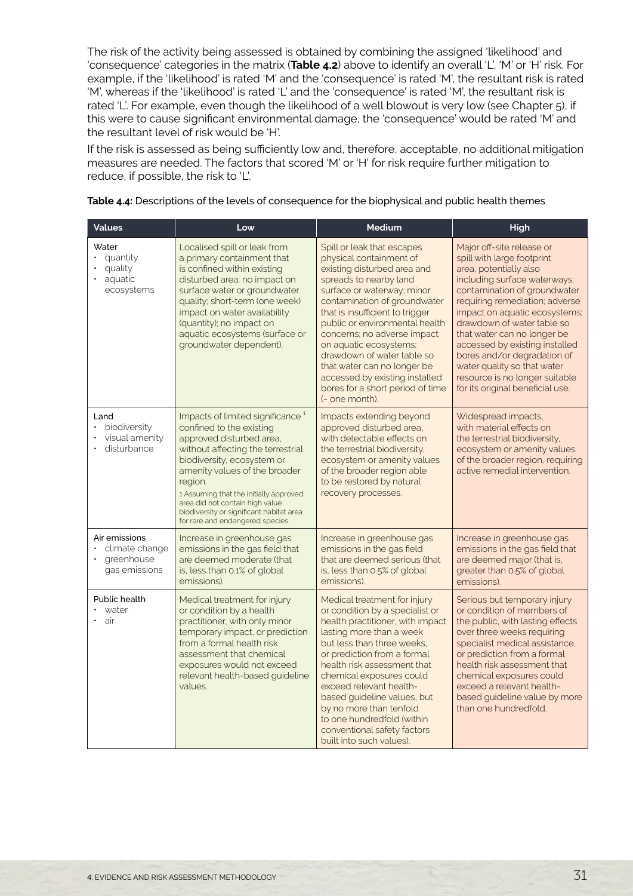The risk of the activity being assessed is obtained by combining the assigned 'likelihood' and 'consequence' categories in the matrix (**Table 4.2**) above to identify an overall 'L', 'M' or 'H' risk. For example, if the 'likelihood' is rated 'M' and the 'consequence' is rated 'M', the resultant risk is rated 'M', whereas if the 'likelihood' is rated 'L' and the 'consequence' is rated 'M', the resultant risk is rated 'L'. For example, even though the likelihood of a well blowout is very low (see Chapter 5), if this were to cause significant environmental damage, the 'consequence' would be rated 'M' and the resultant level of risk would be 'H'.

If the risk is assessed as being sufficiently low and, therefore, acceptable, no additional mitigation measures are needed. The factors that scored 'M' or 'H' for risk require further mitigation to reduce, if possible, the risk to 'L'.

**Table 4.4:** Descriptions of the levels of consequence for the biophysical and public health themes

| Values | Low | Medium | High |
|---|---|---|---|
| Water<br>• quantity<br>• quality<br>• aquatic ecosystems | Localised spill or leak from a primary containment that is confined within existing disturbed area; no impact on surface water or groundwater quality; short-term (one week) impact on water availability (quantity); no impact on aquatic ecosystems (surface or groundwater dependent). | Spill or leak that escapes physical containment of existing disturbed area and spreads to nearby land surface or waterway; minor contamination of groundwater that is insufficient to trigger public or environmental health concerns; no adverse impact on aquatic ecosystems; drawdown of water table so that water can no longer be accessed by existing installed bores for a short period of time (~ one month). | Major off-site release or spill with large footprint area, potentially also including surface waterways; contamination of groundwater requiring remediation; adverse impact on aquatic ecosystems; drawdown of water table so that water can no longer be accessed by existing installed bores and/or degradation of water quality so that water resource is no longer suitable for its original beneficial use. |
| Land<br>• biodiversity<br>• visual amenity<br>• disturbance | Impacts of limited significance [1] confined to the existing approved disturbed area, without affecting the terrestrial biodiversity, ecosystem or amenity values of the broader region.<br>1 Assuming that the initially approved area did not contain high value biodiversity or significant habitat area for rare and endangered species. | Impacts extending beyond approved disturbed area, with detectable effects on the terrestrial biodiversity, ecosystem or amenity values of the broader region able to be restored by natural recovery processes. | Widespread impacts, with material effects on the terrestrial biodiversity, ecosystem or amenity values of the broader region, requiring active remedial intervention. |
| Air emissions<br>• climate change<br>• greenhouse gas emissions | Increase in greenhouse gas emissions in the gas field that are deemed moderate (that is, less than 0.1% of global emissions). | Increase in greenhouse gas emissions in the gas field that are deemed serious (that is, less than 0.5% of global emissions). | Increase in greenhouse gas emissions in the gas field that are deemed major (that is, greater than 0.5% of global emissions). |
| Public health<br>• water<br>• air | Medical treatment for injury or condition by a health practitioner, with only minor temporary impact, or prediction from a formal health risk assessment that chemical exposures would not exceed relevant health-based guideline values. | Medical treatment for injury or condition by a specialist or health practitioner, with impact lasting more than a week but less than three weeks, or prediction from a formal health risk assessment that chemical exposures could exceed relevant health-based guideline values, but by no more than tenfold to one hundredfold (within conventional safety factors built into such values). | Serious but temporary injury or condition of members of the public, with lasting effects over three weeks requiring specialist medical assistance, or prediction from a formal health risk assessment that chemical exposures could exceed a relevant health-based guideline value by more than one hundredfold. |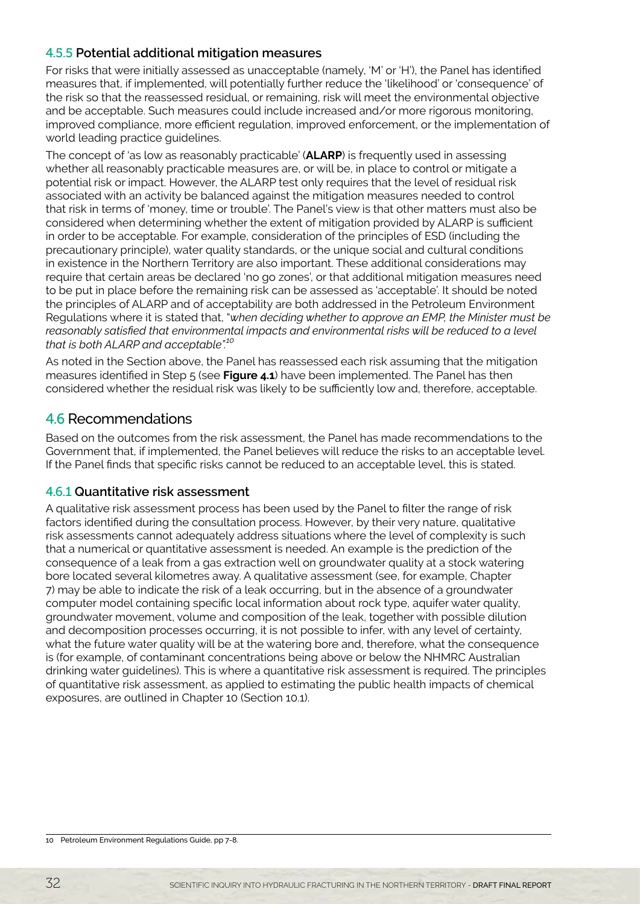### 4.5.5 Potential additional mitigation measures

For risks that were initially assessed as unacceptable (namely, 'M' or 'H'), the Panel has identified measures that, if implemented, will potentially further reduce the 'likelihood' or 'consequence' of the risk so that the reassessed residual, or remaining, risk will meet the environmental objective and be acceptable. Such measures could include increased and/or more rigorous monitoring, improved compliance, more efficient regulation, improved enforcement, or the implementation of world leading practice guidelines.

The concept of 'as low as reasonably practicable' (**ALARP**) is frequently used in assessing whether all reasonably practicable measures are, or will be, in place to control or mitigate a potential risk or impact. However, the ALARP test only requires that the level of residual risk associated with an activity be balanced against the mitigation measures needed to control that risk in terms of 'money, time or trouble'. The Panel's view is that other matters must also be considered when determining whether the extent of mitigation provided by ALARP is sufficient in order to be acceptable. For example, consideration of the principles of ESD (including the precautionary principle), water quality standards, or the unique social and cultural conditions in existence in the Northern Territory are also important. These additional considerations may require that certain areas be declared 'no go zones', or that additional mitigation measures need to be put in place before the remaining risk can be assessed as 'acceptable'. It should be noted the principles of ALARP and of acceptability are both addressed in the Petroleum Environment Regulations where it is stated that, "*when deciding whether to approve an EMP, the Minister must be reasonably satisfied that environmental impacts and environmental risks will be reduced to a level that is both ALARP and acceptable*".[10]

As noted in the Section above, the Panel has reassessed each risk assuming that the mitigation measures identified in Step 5 (see **Figure 4.1**) have been implemented. The Panel has then considered whether the residual risk was likely to be sufficiently low and, therefore, acceptable.

## 4.6 Recommendations

Based on the outcomes from the risk assessment, the Panel has made recommendations to the Government that, if implemented, the Panel believes will reduce the risks to an acceptable level. If the Panel finds that specific risks cannot be reduced to an acceptable level, this is stated.

### 4.6.1 Quantitative risk assessment

A qualitative risk assessment process has been used by the Panel to filter the range of risk factors identified during the consultation process. However, by their very nature, qualitative risk assessments cannot adequately address situations where the level of complexity is such that a numerical or quantitative assessment is needed. An example is the prediction of the consequence of a leak from a gas extraction well on groundwater quality at a stock watering bore located several kilometres away. A qualitative assessment (see, for example, Chapter 7) may be able to indicate the risk of a leak occurring, but in the absence of a groundwater computer model containing specific local information about rock type, aquifer water quality, groundwater movement, volume and composition of the leak, together with possible dilution and decomposition processes occurring, it is not possible to infer, with any level of certainty, what the future water quality will be at the watering bore and, therefore, what the consequence is (for example, of contaminant concentrations being above or below the NHMRC Australian drinking water guidelines). This is where a quantitative risk assessment is required. The principles of quantitative risk assessment, as applied to estimating the public health impacts of chemical exposures, are outlined in Chapter 10 (Section 10.1).

---

10 Petroleum Environment Regulations Guide, pp 7-8.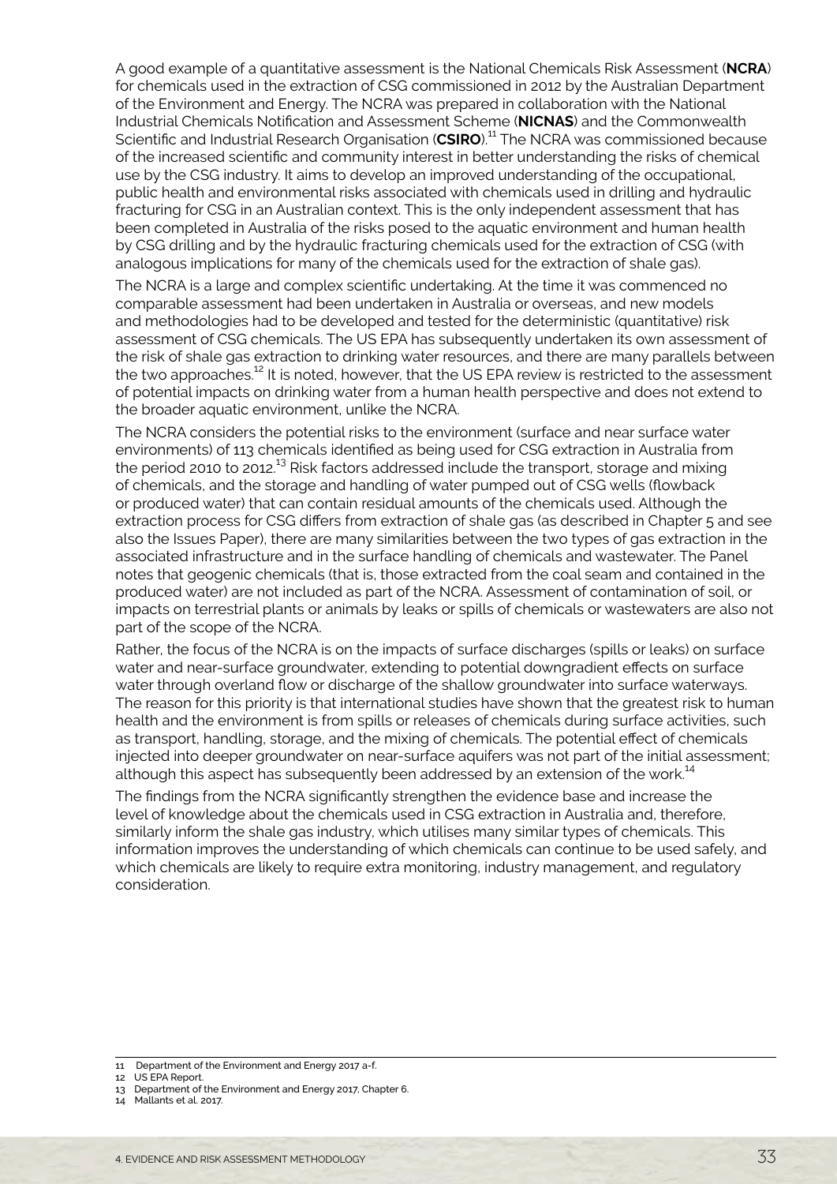A good example of a quantitative assessment is the National Chemicals Risk Assessment (**NCRA**) for chemicals used in the extraction of CSG commissioned in 2012 by the Australian Department of the Environment and Energy. The NCRA was prepared in collaboration with the National Industrial Chemicals Notification and Assessment Scheme (**NICNAS**) and the Commonwealth Scientific and Industrial Research Organisation (**CSIRO**).[11] The NCRA was commissioned because of the increased scientific and community interest in better understanding the risks of chemical use by the CSG industry. It aims to develop an improved understanding of the occupational, public health and environmental risks associated with chemicals used in drilling and hydraulic fracturing for CSG in an Australian context. This is the only independent assessment that has been completed in Australia of the risks posed to the aquatic environment and human health by CSG drilling and by the hydraulic fracturing chemicals used for the extraction of CSG (with analogous implications for many of the chemicals used for the extraction of shale gas).

The NCRA is a large and complex scientific undertaking. At the time it was commenced no comparable assessment had been undertaken in Australia or overseas, and new models and methodologies had to be developed and tested for the deterministic (quantitative) risk assessment of CSG chemicals. The US EPA has subsequently undertaken its own assessment of the risk of shale gas extraction to drinking water resources, and there are many parallels between the two approaches.[12] It is noted, however, that the US EPA review is restricted to the assessment of potential impacts on drinking water from a human health perspective and does not extend to the broader aquatic environment, unlike the NCRA.

The NCRA considers the potential risks to the environment (surface and near surface water environments) of 113 chemicals identified as being used for CSG extraction in Australia from the period 2010 to 2012.[13] Risk factors addressed include the transport, storage and mixing of chemicals, and the storage and handling of water pumped out of CSG wells (flowback or produced water) that can contain residual amounts of the chemicals used. Although the extraction process for CSG differs from extraction of shale gas (as described in Chapter 5 and see also the Issues Paper), there are many similarities between the two types of gas extraction in the associated infrastructure and in the surface handling of chemicals and wastewater. The Panel notes that geogenic chemicals (that is, those extracted from the coal seam and contained in the produced water) are not included as part of the NCRA. Assessment of contamination of soil, or impacts on terrestrial plants or animals by leaks or spills of chemicals or wastewaters are also not part of the scope of the NCRA.

Rather, the focus of the NCRA is on the impacts of surface discharges (spills or leaks) on surface water and near-surface groundwater, extending to potential downgradient effects on surface water through overland flow or discharge of the shallow groundwater into surface waterways. The reason for this priority is that international studies have shown that the greatest risk to human health and the environment is from spills or releases of chemicals during surface activities, such as transport, handling, storage, and the mixing of chemicals. The potential effect of chemicals injected into deeper groundwater on near-surface aquifers was not part of the initial assessment; although this aspect has subsequently been addressed by an extension of the work.[14]

The findings from the NCRA significantly strengthen the evidence base and increase the level of knowledge about the chemicals used in CSG extraction in Australia and, therefore, similarly inform the shale gas industry, which utilises many similar types of chemicals. This information improves the understanding of which chemicals can continue to be used safely, and which chemicals are likely to require extra monitoring, industry management, and regulatory consideration.

---

11 Department of the Environment and Energy 2017 a-f.

12 US EPA Report.

13 Department of the Environment and Energy 2017, Chapter 6.

14 Mallants et al. 2017.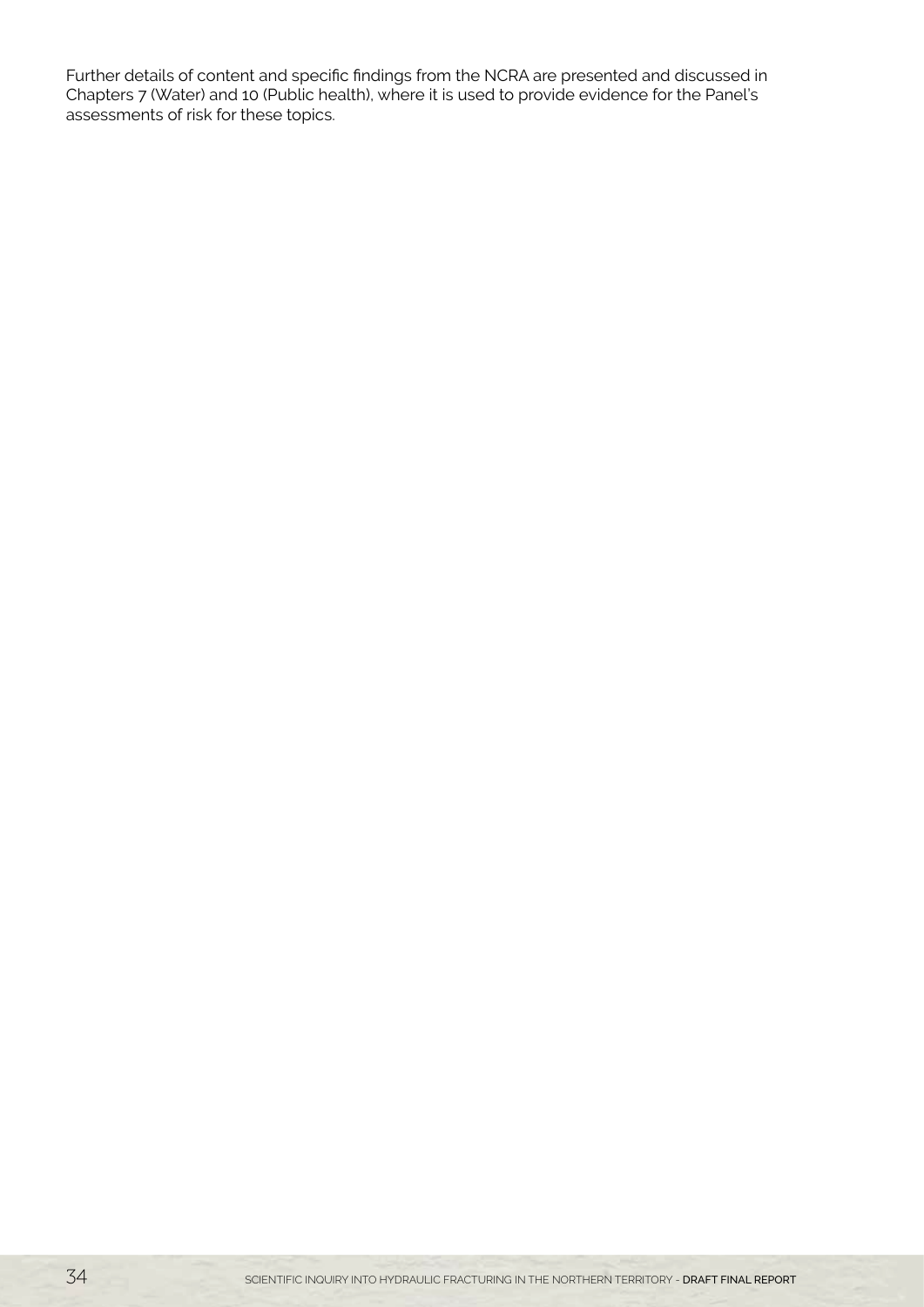Further details of content and specific findings from the NCRA are presented and discussed in Chapters 7 (Water) and 10 (Public health), where it is used to provide evidence for the Panel's assessments of risk for these topics.